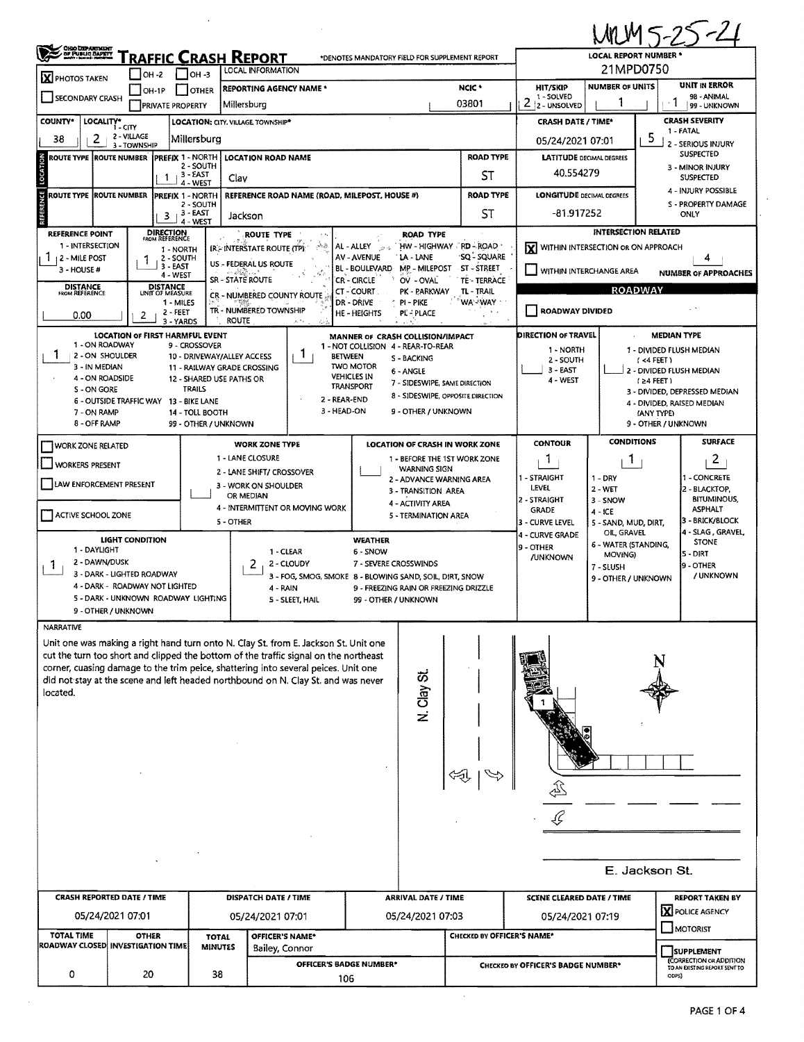MVM 5-25-21

# Traffic Crash Report

*DENOTES MANDATORY FIELD FOR SUPPLEMENT REPORT

**LOCAL REPORT NUMBER *** 21MPD0750

## Local Information

- [X] PHOTOS TAKEN
- [ ] OH-2
- [ ] OH-3
- [ ] OH-1P
- [ ] OTHER
- [ ] SECONDARY CRASH
- [ ] PRIVATE PROPERTY

| REPORTING AGENCY NAME * | NCIC * | HIT/SKIP | NUMBER OF UNITS | UNIT IN ERROR |
|---|---|---|---|---|
| Millersburg | 03801 | 2 (1 - SOLVED, 2 - UNSOLVED) | 1 | 1 (98 - ANIMAL, 99 - UNKNOWN) |

| COUNTY* | LOCALITY* | LOCATION: CITY, VILLAGE, TOWNSHIP* | CRASH DATE / TIME* | CRASH SEVERITY |
|---|---|---|---|---|
| 38 | 2 (1 - CITY, 2 - VILLAGE, 3 - TOWNSHIP) | Millersburg | 05/24/2021 07:01 | 5 |

CRASH SEVERITY: 1 - FATAL, 2 - SERIOUS INJURY SUSPECTED, 3 - MINOR INJURY SUSPECTED, 4 - INJURY POSSIBLE, 5 - PROPERTY DAMAGE ONLY

## Location

| ROUTE TYPE | ROUTE NUMBER | PREFIX | LOCATION ROAD NAME | ROAD TYPE | LATITUDE DECIMAL DEGREES |
|---|---|---|---|---|---|
| | | 1 | Clay | ST | 40.554279 |

## Reference

| ROUTE TYPE | ROUTE NUMBER | PREFIX | REFERENCE ROAD NAME (ROAD, MILEPOST, HOUSE #) | ROAD TYPE | LONGITUDE DECIMAL DEGREES |
|---|---|---|---|---|---|
| | | 3 | Jackson | ST | -81.917252 |

PREFIX: 1 - NORTH, 2 - SOUTH, 3 - EAST, 4 - WEST

| REFERENCE POINT | DIRECTION FROM REFERENCE | DISTANCE FROM REFERENCE | DISTANCE UNIT OF MEASURE |
|---|---|---|---|
| 1 (1 - INTERSECTION, 2 - MILE POST, 3 - HOUSE #) | 1 (1 - NORTH, 2 - SOUTH, 3 - EAST, 4 - WEST) | 0.00 | 2 (1 - MILES, 2 - FEET, 3 - YARDS) |

ROUTE TYPE: IR - INTERSTATE ROUTE (TP), US - FEDERAL US ROUTE, SR - STATE ROUTE, CR - NUMBERED COUNTY ROUTE, TR - NUMBERED TOWNSHIP ROUTE

ROAD TYPE: AL - ALLEY, AV - AVENUE, BL - BOULEVARD, CR - CIRCLE, CT - COURT, DR - DRIVE, HE - HEIGHTS, HW - HIGHWAY, LA - LANE, MP - MILEPOST, OV - OVAL, PK - PARKWAY, PI - PIKE, PL - PLACE, RD - ROAD, SQ - SQUARE, ST - STREET, TE - TERRACE, TL - TRAIL, WA - WAY

## Intersection Related

- [X] WITHIN INTERSECTION OR ON APPROACH
- [ ] WITHIN INTERCHANGE AREA

NUMBER OF APPROACHES: 4

## Roadway

- [ ] ROADWAY DIVIDED

| LOCATION OF FIRST HARMFUL EVENT | MANNER OF CRASH COLLISION/IMPACT | DIRECTION OF TRAVEL | MEDIAN TYPE |
|---|---|---|---|
| 1 | 1 | | |

LOCATION OF FIRST HARMFUL EVENT: 1 - ON ROADWAY, 2 - ON SHOULDER, 3 - IN MEDIAN, 4 - ON ROADSIDE, 5 - ON GORE, 6 - OUTSIDE TRAFFIC WAY, 7 - ON RAMP, 8 - OFF RAMP, 9 - CROSSOVER, 10 - DRIVEWAY/ALLEY ACCESS, 11 - RAILWAY GRADE CROSSING, 12 - SHARED USE PATHS OR TRAILS, 13 - BIKE LANE, 14 - TOLL BOOTH, 99 - OTHER / UNKNOWN

MANNER OF CRASH COLLISION/IMPACT: 1 - NOT COLLISION BETWEEN TWO MOTOR VEHICLES IN TRANSPORT, 2 - REAR-END, 3 - HEAD-ON, 4 - REAR-TO-REAR, 5 - BACKING, 6 - ANGLE, 7 - SIDESWIPE, SAME DIRECTION, 8 - SIDESWIPE, OPPOSITE DIRECTION, 9 - OTHER / UNKNOWN

DIRECTION OF TRAVEL: 1 - NORTH, 2 - SOUTH, 3 - EAST, 4 - WEST

MEDIAN TYPE: 1 - DIVIDED FLUSH MEDIAN (<4 FEET), 2 - DIVIDED FLUSH MEDIAN (≥4 FEET), 3 - DIVIDED, DEPRESSED MEDIAN, 4 - DIVIDED, RAISED MEDIAN (ANY TYPE), 9 - OTHER / UNKNOWN

## Work Zone

- [ ] WORK ZONE RELATED
- [ ] WORKERS PRESENT
- [ ] LAW ENFORCEMENT PRESENT
- [ ] ACTIVE SCHOOL ZONE

WORK ZONE TYPE: 1 - LANE CLOSURE, 2 - LANE SHIFT/ CROSSOVER, 3 - WORK ON SHOULDER OR MEDIAN, 4 - INTERMITTENT OR MOVING WORK, 5 - OTHER

LOCATION OF CRASH IN WORK ZONE: 1 - BEFORE THE 1ST WORK ZONE WARNING SIGN, 2 - ADVANCE WARNING AREA, 3 - TRANSITION AREA, 4 - ACTIVITY AREA, 5 - TERMINATION AREA

| CONTOUR | CONDITIONS | SURFACE |
|---|---|---|
| 1 | 1 | 2 |

CONTOUR: 1 - STRAIGHT LEVEL, 2 - STRAIGHT GRADE, 3 - CURVE LEVEL, 4 - CURVE GRADE, 9 - OTHER /UNKNOWN

CONDITIONS: 1 - DRY, 2 - WET, 3 - SNOW, 4 - ICE, 5 - SAND, MUD, DIRT, OIL, GRAVEL, 6 - WATER (STANDING, MOVING), 7 - SLUSH, 9 - OTHER / UNKNOWN

SURFACE: 1 - CONCRETE, 2 - BLACKTOP, BITUMINOUS, ASPHALT, 3 - BRICK/BLOCK, 4 - SLAG, GRAVEL, STONE, 5 - DIRT, 9 - OTHER / UNKNOWN

| LIGHT CONDITION | WEATHER |
|---|---|
| 1 | 2 |

LIGHT CONDITION: 1 - DAYLIGHT, 2 - DAWN/DUSK, 3 - DARK - LIGHTED ROADWAY, 4 - DARK - ROADWAY NOT LIGHTED, 5 - DARK - UNKNOWN ROADWAY LIGHTING, 9 - OTHER / UNKNOWN

WEATHER: 1 - CLEAR, 2 - CLOUDY, 3 - FOG, SMOG, SMOKE, 4 - RAIN, 5 - SLEET, HAIL, 6 - SNOW, 7 - SEVERE CROSSWINDS, 8 - BLOWING SAND, SOIL, DIRT, SNOW, 9 - FREEZING RAIN OR FREEZING DRIZZLE, 99 - OTHER / UNKNOWN

## Narrative

Unit one was making a right hand turn onto N. Clay St. from E. Jackson St. Unit one cut the turn too short and clipped the bottom of the traffic signal on the northeast corner, cuasing damage to the trim peice, shattering into several peices. Unit one did not stay at the scene and left headed northbound on N. Clay St. and was never located.

N. Clay St.

E. Jackson St.

| CRASH REPORTED DATE / TIME | DISPATCH DATE / TIME | ARRIVAL DATE / TIME | SCENE CLEARED DATE / TIME | REPORT TAKEN BY |
|---|---|---|---|---|
| 05/24/2021 07:01 | 05/24/2021 07:01 | 05/24/2021 07:03 | 05/24/2021 07:19 | [X] POLICE AGENCY [ ] MOTORIST |

| TOTAL TIME ROADWAY CLOSED | OTHER INVESTIGATION TIME | TOTAL MINUTES | OFFICER'S NAME* | CHECKED BY OFFICER'S NAME* |
|---|---|---|---|---|
| 0 | 20 | 38 | Bailey, Connor | |

| OFFICER'S BADGE NUMBER* | CHECKED BY OFFICER'S BADGE NUMBER* |
|---|---|
| 106 | |

- [ ] SUPPLEMENT (CORRECTION OR ADDITION TO AN EXISTING REPORT SENT TO ODPS)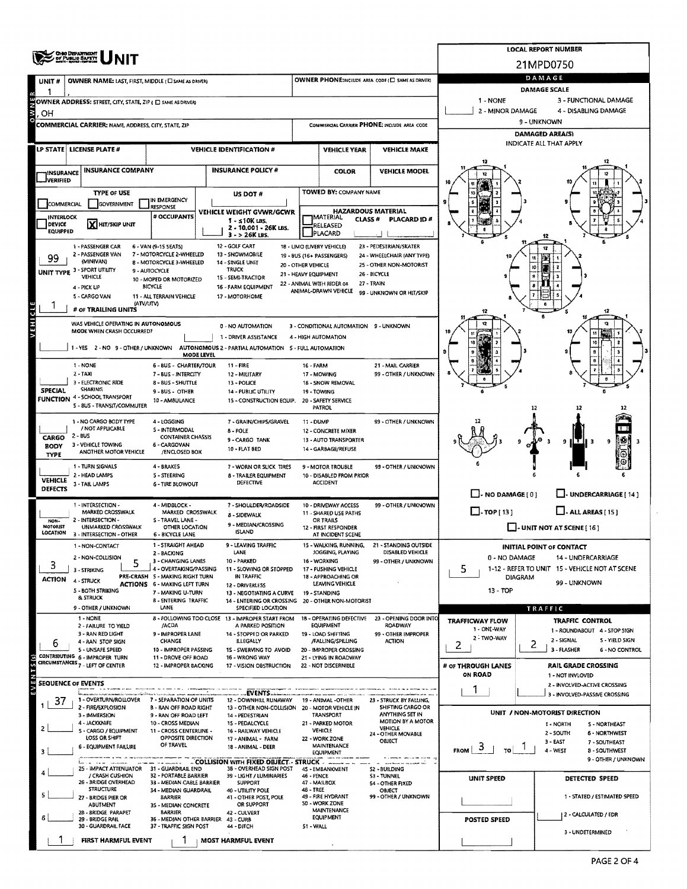# OHIO DEPARTMENT OF PUBLIC SAFETY — UNIT

**LOCAL REPORT NUMBER:** 21MPD0750

## OWNER

**UNIT #:** 1

**OWNER NAME:** LAST, FIRST, MIDDLE (☐ SAME AS DRIVER)

**OWNER PHONE:** INCLUDE AREA CODE (☐ SAME AS DRIVER)

**OWNER ADDRESS:** STREET, CITY, STATE, ZIP (☐ SAME AS DRIVER): , OH

**COMMERCIAL CARRIER:** NAME, ADDRESS, CITY, STATE, ZIP

**COMMERCIAL CARRIER PHONE:** INCLUDE AREA CODE

## VEHICLE

| LP STATE | LICENSE PLATE # | VEHICLE IDENTIFICATION # | VEHICLE YEAR | VEHICLE MAKE |
|---|---|---|---|---|
| | | | | |

| INSURANCE VERIFIED | INSURANCE COMPANY | INSURANCE POLICY # | COLOR | VEHICLE MODEL |
|---|---|---|---|---|
| ☐ | | | | |

**TYPE OF USE:** ☐ COMMERCIAL ☐ GOVERNMENT ☐ IN EMERGENCY RESPONSE

**US DOT #:**

**TOWED BY:** COMPANY NAME

**INTERLOCK DEVICE EQUIPPED:** ☐

**☒ HIT/SKIP UNIT**

**# OCCUPANTS:**

**VEHICLE WEIGHT GVWR/GCWR:** 1 - ≤10K LBS. 2 - 10.001 - 26K LBS. 3 - > 26K LBS.

**HAZARDOUS MATERIAL:** ☐ MATERIAL RELEASED ☐ PLACARD — CLASS # — PLACARD ID #

**UNIT TYPE:** 99

1 - PASSENGER CAR, 2 - PASSENGER VAN (MINIVAN), 3 - SPORT UTILITY VEHICLE, 4 - PICK UP, 5 - CARGO VAN, 6 - VAN (9-15 SEATS), 7 - MOTORCYCLE 2-WHEELED, 8 - MOTORCYCLE 3-WHEELED, 9 - AUTOCYCLE, 10 - MOPED OR MOTORIZED BICYCLE, 11 - ALL TERRAIN VEHICLE (ATV/UTV), 12 - GOLF CART, 13 - SNOWMOBILE, 14 - SINGLE UNIT TRUCK, 15 - SEMI-TRACTOR, 16 - FARM EQUIPMENT, 17 - MOTORHOME, 18 - LIMO (LIVERY VEHICLE), 19 - BUS (16+ PASSENGERS), 20 - OTHER VEHICLE, 21 - HEAVY EQUIPMENT, 22 - ANIMAL WITH RIDER OR ANIMAL-DRAWN VEHICLE, 23 - PEDESTRIAN/SKATER, 24 - WHEELCHAIR (ANY TYPE), 25 - OTHER NON-MOTORIST, 26 - BICYCLE, 27 - TRAIN, 99 - UNKNOWN OR HIT/SKIP

**# OF TRAILING UNITS:** 1

**WAS VEHICLE OPERATING IN AUTONOMOUS MODE WHEN CRASH OCCURRED?**

1 - YES 2 - NO 9 - OTHER / UNKNOWN

**AUTONOMOUS MODE LEVEL:** 0 - NO AUTOMATION, 1 - DRIVER ASSISTANCE, 2 - PARTIAL AUTOMATION, 3 - CONDITIONAL AUTOMATION, 4 - HIGH AUTOMATION, 5 - FULL AUTOMATION, 9 - UNKNOWN

**SPECIAL FUNCTION:**

1 - NONE, 2 - TAXI, 3 - ELECTRONIC RIDE SHARING, 4 - SCHOOL TRANSPORT, 5 - BUS - TRANSIT/COMMUTER, 6 - BUS - CHARTER/TOUR, 7 - BUS - INTERCITY, 8 - BUS - SHUTTLE, 9 - BUS - OTHER, 10 - AMBULANCE, 11 - FIRE, 12 - MILITARY, 13 - POLICE, 14 - PUBLIC UTILITY, 15 - CONSTRUCTION EQUIP., 16 - FARM, 17 - MOWING, 18 - SNOW REMOVAL, 19 - TOWING, 20 - SAFETY SERVICE PATROL, 21 - MAIL CARRIER, 99 - OTHER / UNKNOWN

**CARGO BODY TYPE:**

1 - NO CARGO BODY TYPE / NOT APPLICABLE, 2 - BUS, 3 - VEHICLE TOWING ANOTHER MOTOR VEHICLE, 4 - LOGGING, 5 - INTERMODAL CONTAINER CHASSIS, 6 - CARGOVAN /ENCLOSED BOX, 7 - GRAIN/CHIPS/GRAVEL, 8 - POLE, 9 - CARGO TANK, 10 - FLAT BED, 11 - DUMP, 12 - CONCRETE MIXER, 13 - AUTO TRANSPORTER, 14 - GARBAGE/REFUSE, 99 - OTHER / UNKNOWN

**VEHICLE DEFECTS:**

1 - TURN SIGNALS, 2 - HEAD LAMPS, 3 - TAIL LAMPS, 4 - BRAKES, 5 - STEERING, 6 - TIRE BLOWOUT, 7 - WORN OR SLICK TIRES, 8 - TRAILER EQUIPMENT DEFECTIVE, 9 - MOTOR TROUBLE, 10 - DISABLED FROM PRIOR ACCIDENT, 99 - OTHER / UNKNOWN

**NON-MOTORIST LOCATION:**

1 - INTERSECTION - MARKED CROSSWALK, 2 - INTERSECTION - UNMARKED CROSSWALK, 3 - INTERSECTION - OTHER, 4 - MIDBLOCK - MARKED CROSSWALK, 5 - TRAVEL LANE - OTHER LOCATION, 6 - BICYCLE LANE, 7 - SHOULDER/ROADSIDE, 8 - SIDEWALK, 9 - MEDIAN/CROSSING ISLAND, 10 - DRIVEWAY ACCESS, 11 - SHARED USE PATHS OR TRAILS, 12 - FIRST RESPONDER AT INCIDENT SCENE, 99 - OTHER / UNKNOWN

**ACTION:** 3

1 - NON-CONTACT, 2 - NON-COLLISION, 3 - STRIKING, 4 - STRUCK, 5 - BOTH STRIKING & STRUCK, 9 - OTHER / UNKNOWN

**PRE-CRASH ACTIONS:** 5

1 - STRAIGHT AHEAD, 2 - BACKING, 3 - CHANGING LANES, 4 - OVERTAKING/PASSING, 5 - MAKING RIGHT TURN, 6 - MAKING LEFT TURN, 7 - MAKING U-TURN, 8 - ENTERING TRAFFIC LANE, 9 - LEAVING TRAFFIC LANE, 10 - PARKED, 11 - SLOWING OR STOPPED IN TRAFFIC, 12 - DRIVERLESS, 13 - NEGOTIATING A CURVE, 14 - ENTERING OR CROSSING SPECIFIED LOCATION, 15 - WALKING, RUNNING, JOGGING, PLAYING, 16 - WORKING, 17 - PUSHING VEHICLE, 18 - APPROACHING OR LEAVING VEHICLE, 19 - STANDING, 20 - OTHER NON-MOTORIST, 21 - STANDING OUTSIDE DISABLED VEHICLE, 99 - OTHER / UNKNOWN

**CONTRIBUTING CIRCUMSTANCES:** 6

1 - NONE, 2 - FAILURE TO YIELD, 3 - RAN RED LIGHT, 4 - RAN STOP SIGN, 5 - UNSAFE SPEED, 6 - IMPROPER TURN, 7 - LEFT OF CENTER, 8 - FOLLOWING TOO CLOSE /ACDA, 9 - IMPROPER LANE CHANGE, 10 - IMPROPER PASSING, 11 - DROVE OFF ROAD, 12 - IMPROPER BACKING, 13 - IMPROPER START FROM A PARKED POSITION, 14 - STOPPED OR PARKED ILLEGALLY, 15 - SWERVING TO AVOID, 16 - WRONG WAY, 17 - VISION OBSTRUCTION, 18 - OPERATING DEFECTIVE EQUIPMENT, 19 - LOAD SHIFTING /FALLING/SPILLING, 20 - IMPROPER CROSSING, 21 - LYING IN ROADWAY, 22 - NOT DISCERNIBLE, 23 - OPENING DOOR INTO ROADWAY, 99 - OTHER IMPROPER ACTION

## SEQUENCE OF EVENTS

| # | Event |
|---|---|
| 1 | 37 |
| 2 | |
| 3 | |
| 4 | |
| 5 | |
| 6 | |

**EVENTS:**

1 - OVERTURN/ROLLOVER, 2 - FIRE/EXPLOSION, 3 - IMMERSION, 4 - JACKKNIFE, 5 - CARGO / EQUIPMENT LOSS OR SHIFT, 6 - EQUIPMENT FAILURE, 7 - SEPARATION OF UNITS, 8 - RAN OFF ROAD RIGHT, 9 - RAN OFF ROAD LEFT, 10 - CROSS MEDIAN, 11 - CROSS CENTERLINE - OPPOSITE DIRECTION OF TRAVEL, 12 - DOWNHILL RUNAWAY, 13 - OTHER NON-COLLISION, 14 - PEDESTRIAN, 15 - PEDALCYCLE, 16 - RAILWAY VEHICLE, 17 - ANIMAL - FARM, 18 - ANIMAL - DEER, 19 - ANIMAL -OTHER, 20 - MOTOR VEHICLE IN TRANSPORT, 21 - PARKED MOTOR VEHICLE, 22 - WORK ZONE MAINTENANCE EQUIPMENT, 23 - STRUCK BY FALLING, SHIFTING CARGO OR ANYTHING SET IN MOTION BY A MOTOR VEHICLE, 24 - OTHER MOVABLE OBJECT

**COLLISION WITH FIXED OBJECT - STRUCK:**

25 - IMPACT ATTENUATOR / CRASH CUSHION, 26 - BRIDGE OVERHEAD STRUCTURE, 27 - BRIDGE PIER OR ABUTMENT, 28 - BRIDGE PARAPET, 29 - BRIDGE RAIL, 30 - GUARDRAIL FACE, 31 - GUARDRAIL END, 32 - PORTABLE BARRIER, 33 - MEDIAN CABLE BARRIER, 34 - MEDIAN GUARDRAIL BARRIER, 35 - MEDIAN CONCRETE BARRIER, 36 - MEDIAN OTHER BARRIER, 37 - TRAFFIC SIGN POST, 38 - OVERHEAD SIGN POST, 39 - LIGHT / LUMINARIES SUPPORT, 40 - UTILITY POLE, 41 - OTHER POST, POLE OR SUPPORT, 42 - CULVERT, 43 - CURB, 44 - DITCH, 45 - EMBANKMENT, 46 - FENCE, 47 - MAILBOX, 48 - TREE, 49 - FIRE HYDRANT, 50 - WORK ZONE MAINTENANCE EQUIPMENT, 51 - WALL, 52 - BUILDING, 53 - TUNNEL, 54 - OTHER FIXED OBJECT, 99 - OTHER / UNKNOWN

**FIRST HARMFUL EVENT:** 1 **MOST HARMFUL EVENT:** 1

## DAMAGE

**DAMAGE SCALE:** 1 - NONE, 2 - MINOR DAMAGE, 3 - FUNCTIONAL DAMAGE, 4 - DISABLING DAMAGE, 9 - UNKNOWN

**DAMAGED AREA(S):** INDICATE ALL THAT APPLY

☐ - NO DAMAGE [0] ☐ - UNDERCARRIAGE [14] ☐ - TOP [13] ☐ - ALL AREAS [15] ☐ - UNIT NOT AT SCENE [16]

**INITIAL POINT OF CONTACT:** 5

0 - NO DAMAGE, 1-12 - REFER TO UNIT DIAGRAM, 13 - TOP, 14 - UNDERCARRIAGE, 15 - VEHICLE NOT AT SCENE, 99 - UNKNOWN

## TRAFFIC

**TRAFFICWAY FLOW:** 2 (1 - ONE-WAY, 2 - TWO-WAY)

**TRAFFIC CONTROL:** 2 (1 - ROUNDABOUT, 2 - SIGNAL, 3 - FLASHER, 4 - STOP SIGN, 5 - YIELD SIGN, 6 - NO CONTROL)

**# OF THROUGH LANES ON ROAD:** 1

**RAIL GRADE CROSSING:** 1 - NOT INVOLVED, 2 - INVOLVED-ACTIVE CROSSING, 3 - INVOLVED-PASSIVE CROSSING

**UNIT / NON-MOTORIST DIRECTION:** FROM 3 TO 1

1 - NORTH, 2 - SOUTH, 3 - EAST, 4 - WEST, 5 - NORTHEAST, 6 - NORTHWEST, 7 - SOUTHEAST, 8 - SOUTHWEST, 9 - OTHER / UNKNOWN

**UNIT SPEED:**

**POSTED SPEED:**

**DETECTED SPEED:** 1 - STATED / ESTIMATED SPEED, 2 - CALCULATED / EDR, 3 - UNDETERMINED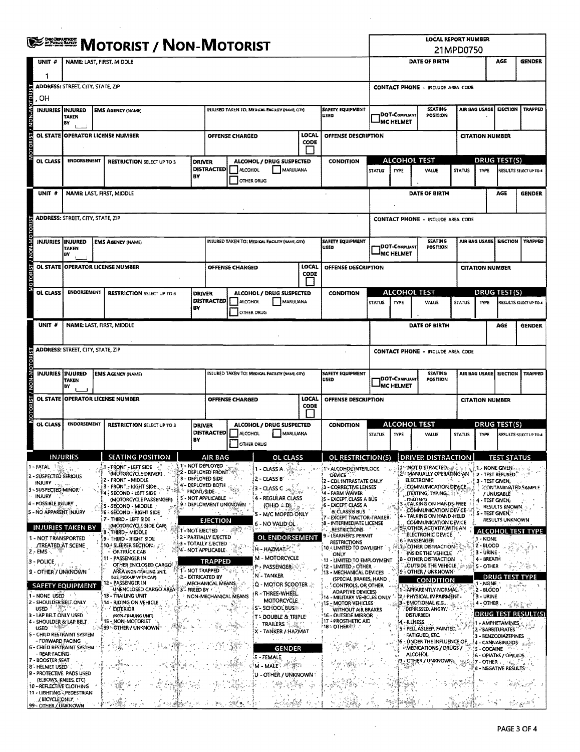# MOTORIST / NON-MOTORIST

**LOCAL REPORT NUMBER:** 21MPD0750

## MOTORIST / NON-MOTORIST (Unit 1)

| UNIT # | NAME: LAST, FIRST, MIDDLE | DATE OF BIRTH | AGE | GENDER |
|---|---|---|---|---|
| 1 | | | | |

| ADDRESS: STREET, CITY, STATE, ZIP | CONTACT PHONE - INCLUDE AREA CODE |
|---|---|
| , OH | |

| INJURIES | INJURED TAKEN BY | EMS AGENCY (NAME) | INJURED TAKEN TO: MEDICAL FACILITY (NAME, CITY) | SAFETY EQUIPMENT USED | DOT-COMPLIANT MC HELMET | SEATING POSITION | AIR BAG USAGE | EJECTION | TRAPPED |
|---|---|---|---|---|---|---|---|---|---|
| | | | | | | | | | |

| OL STATE | OPERATOR LICENSE NUMBER | OFFENSE CHARGED | LOCAL CODE | OFFENSE DESCRIPTION | CITATION NUMBER |
|---|---|---|---|---|---|
| | | | | | |

| OL CLASS | ENDORSEMENT | RESTRICTION SELECT UP TO 3 | DRIVER DISTRACTED BY | ALCOHOL / DRUG SUSPECTED (ALCOHOL / MARIJUANA / OTHER DRUG) | CONDITION | ALCOHOL TEST STATUS | ALCOHOL TEST TYPE | ALCOHOL TEST VALUE | DRUG TEST(S) STATUS | DRUG TEST(S) TYPE | DRUG TEST(S) RESULTS SELECT UP TO 4 |
|---|---|---|---|---|---|---|---|---|---|---|---|
| | | | | | | | | | | | |

## MOTORIST / NON-MOTORIST (Unit —)

| UNIT # | NAME: LAST, FIRST, MIDDLE | DATE OF BIRTH | AGE | GENDER |
|---|---|---|---|---|
| | | | | |

| ADDRESS: STREET, CITY, STATE, ZIP | CONTACT PHONE - INCLUDE AREA CODE |
|---|---|
| | |

| INJURIES | INJURED TAKEN BY | EMS AGENCY (NAME) | INJURED TAKEN TO: MEDICAL FACILITY (NAME, CITY) | SAFETY EQUIPMENT USED | DOT-COMPLIANT MC HELMET | SEATING POSITION | AIR BAG USAGE | EJECTION | TRAPPED |
|---|---|---|---|---|---|---|---|---|---|
| | | | | | | | | | |

| OL STATE | OPERATOR LICENSE NUMBER | OFFENSE CHARGED | LOCAL CODE | OFFENSE DESCRIPTION | CITATION NUMBER |
|---|---|---|---|---|---|
| | | | | | |

| OL CLASS | ENDORSEMENT | RESTRICTION SELECT UP TO 3 | DRIVER DISTRACTED BY | ALCOHOL / DRUG SUSPECTED (ALCOHOL / MARIJUANA / OTHER DRUG) | CONDITION | ALCOHOL TEST STATUS | ALCOHOL TEST TYPE | ALCOHOL TEST VALUE | DRUG TEST(S) STATUS | DRUG TEST(S) TYPE | DRUG TEST(S) RESULTS SELECT UP TO 4 |
|---|---|---|---|---|---|---|---|---|---|---|---|
| | | | | | | | | | | | |

## MOTORIST / NON-MOTORIST (Unit —)

| UNIT # | NAME: LAST, FIRST, MIDDLE | DATE OF BIRTH | AGE | GENDER |
|---|---|---|---|---|
| | | | | |

| ADDRESS: STREET, CITY, STATE, ZIP | CONTACT PHONE - INCLUDE AREA CODE |
|---|---|
| | |

| INJURIES | INJURED TAKEN BY | EMS AGENCY (NAME) | INJURED TAKEN TO: MEDICAL FACILITY (NAME, CITY) | SAFETY EQUIPMENT USED | DOT-COMPLIANT MC HELMET | SEATING POSITION | AIR BAG USAGE | EJECTION | TRAPPED |
|---|---|---|---|---|---|---|---|---|---|
| | | | | | | | | | |

| OL STATE | OPERATOR LICENSE NUMBER | OFFENSE CHARGED | LOCAL CODE | OFFENSE DESCRIPTION | CITATION NUMBER |
|---|---|---|---|---|---|
| | | | | | |

| OL CLASS | ENDORSEMENT | RESTRICTION SELECT UP TO 3 | DRIVER DISTRACTED BY | ALCOHOL / DRUG SUSPECTED (ALCOHOL / MARIJUANA / OTHER DRUG) | CONDITION | ALCOHOL TEST STATUS | ALCOHOL TEST TYPE | ALCOHOL TEST VALUE | DRUG TEST(S) STATUS | DRUG TEST(S) TYPE | DRUG TEST(S) RESULTS SELECT UP TO 4 |
|---|---|---|---|---|---|---|---|---|---|---|---|
| | | | | | | | | | | | |

## CODE LEGEND

**INJURIES**
1 - FATAL
2 - SUSPECTED SERIOUS INJURY
3 - SUSPECTED MINOR INJURY
4 - POSSIBLE INJURY
5 - NO APPARENT INJURY

**INJURIES TAKEN BY**
1 - NOT TRANSPORTED /TREATED AT SCENE
2 - EMS
3 - POLICE
9 - OTHER / UNKNOWN

**SAFETY EQUIPMENT**
1 - NONE USED
2 - SHOULDER BELT ONLY USED
3 - LAP BELT ONLY USED
4 - SHOULDER & LAP BELT USED
5 - CHILD RESTRAINT SYSTEM - FORWARD FACING
6 - CHILD RESTRAINT SYSTEM - REAR FACING
7 - BOOSTER SEAT
8 - HELMET USED
9 - PROTECTIVE PADS USED (ELBOWS, KNEES, ETC)
10 - REFLECTIVE CLOTHING
11 - LIGHTING - PEDESTRIAN / BICYCLE ONLY
99 - OTHER / UNKNOWN

**SEATING POSITION**
1 - FRONT - LEFT SIDE (MOTORCYCLE DRIVER)
2 - FRONT - MIDDLE
3 - FRONT - RIGHT SIDE
4 - SECOND - LEFT SIDE (MOTORCYCLE PASSENGER)
5 - SECOND - MIDDLE
6 - SECOND - RIGHT SIDE
7 - THIRD - LEFT SIDE (MOTORCYCLE SIDE CAR)
8 - THIRD - MIDDLE
9 - THIRD - RIGHT SIDE
10 - SLEEPER SECTION OF TRUCK CAB
11 - PASSENGER IN OTHER ENCLOSED CARGO AREA (NON-TRAILING UNIT, BUS, PICK-UP WITH CAP)
12 - PASSENGER IN UNENCLOSED CARGO AREA
13 - TRAILING UNIT
14 - RIDING ON VEHICLE EXTERIOR (NON-TRAILING UNIT)
15 - NON-MOTORIST
99 - OTHER / UNKNOWN

**AIR BAG**
1 - NOT DEPLOYED
2 - DEPLOYED FRONT
3 - DEPLOYED SIDE
4 - DEPLOYED BOTH FRONT/SIDE
5 - NOT APPLICABLE
9 - DEPLOYMENT UNKNOWN

**EJECTION**
1 - NOT EJECTED
2 - PARTIALLY EJECTED
3 - TOTALLY EJECTED
4 - NOT APPLICABLE

**TRAPPED**
1 - NOT TRAPPED
2 - EXTRICATED BY MECHANICAL MEANS
3 - FREED BY NON-MECHANICAL MEANS

**OL CLASS**
1 - CLASS A
2 - CLASS B
3 - CLASS C
4 - REGULAR CLASS (OHIO = D)
5 - M/C MOPED ONLY
6 - NO VALID OL

**OL ENDORSEMENT**
H - HAZMAT
M - MOTORCYCLE
P - PASSENGER
N - TANKER
Q - MOTOR SCOOTER
R - THREE-WHEEL MOTORCYCLE
S - SCHOOL BUS
T - DOUBLE & TRIPLE TRAILERS
X - TANKER / HAZMAT

**GENDER**
F - FEMALE
M - MALE
U - OTHER / UNKNOWN

**OL RESTRICTION(S)**
1 - ALCOHOL INTERLOCK DEVICE
2 - CDL INTRASTATE ONLY
3 - CORRECTIVE LENSES
4 - FARM WAIVER
5 - EXCEPT CLASS A BUS
6 - EXCEPT CLASS A & CLASS B BUS
7 - EXCEPT TRACTOR-TRAILER
8 - INTERMEDIATE LICENSE RESTRICTIONS
9 - LEARNER'S PERMIT RESTRICTIONS
10 - LIMITED TO DAYLIGHT ONLY
11 - LIMITED TO EMPLOYMENT
12 - LIMITED - OTHER
13 - MECHANICAL DEVICES (SPECIAL BRAKES, HAND CONTROLS, OR OTHER ADAPTIVE DEVICES)
14 - MILITARY VEHICLES ONLY
15 - MOTOR VEHICLES WITHOUT AIR BRAKES
16 - OUTSIDE MIRROR
17 - PROSTHETIC AID
18 - OTHER

**DRIVER DISTRACTION**
1 - NOT DISTRACTED
2 - MANUALLY OPERATING AN ELECTRONIC COMMUNICATION DEVICE (TEXTING, TYPING, DIALING)
3 - TALKING ON HANDS-FREE COMMUNICATION DEVICE
4 - TALKING ON HAND-HELD COMMUNICATION DEVICE
5 - OTHER ACTIVITY WITH AN ELECTRONIC DEVICE
6 - PASSENGER
7 - OTHER DISTRACTION INSIDE THE VEHICLE
8 - OTHER DISTRACTION OUTSIDE THE VEHICLE
9 - OTHER / UNKNOWN

**CONDITION**
1 - APPARENTLY NORMAL
2 - PHYSICAL IMPAIRMENT
3 - EMOTIONAL (E.G., DEPRESSED, ANGRY, DISTURBED)
4 - ILLNESS
5 - FELL ASLEEP, FAINTED, FATIGUED, ETC.
6 - UNDER THE INFLUENCE OF MEDICATIONS / DRUGS / ALCOHOL
9 - OTHER / UNKNOWN

**TEST STATUS**
1 - NONE GIVEN
2 - TEST REFUSED
3 - TEST GIVEN, CONTAMINATED SAMPLE / UNUSABLE
4 - TEST GIVEN, RESULTS KNOWN
5 - TEST GIVEN, RESULTS UNKNOWN

**ALCOHOL TEST TYPE**
1 - NONE
2 - BLOOD
3 - URINE
4 - BREATH
5 - OTHER

**DRUG TEST TYPE**
1 - NONE
2 - BLOOD
3 - URINE
4 - OTHER

**DRUG TEST RESULT(S)**
1 - AMPHETAMINES
2 - BARBITURATES
3 - BENZODIAZEPINES
4 - CANNABINOIDS
5 - COCAINE
6 - OPIATES / OPIOIDS
7 - OTHER
8 - NEGATIVE RESULTS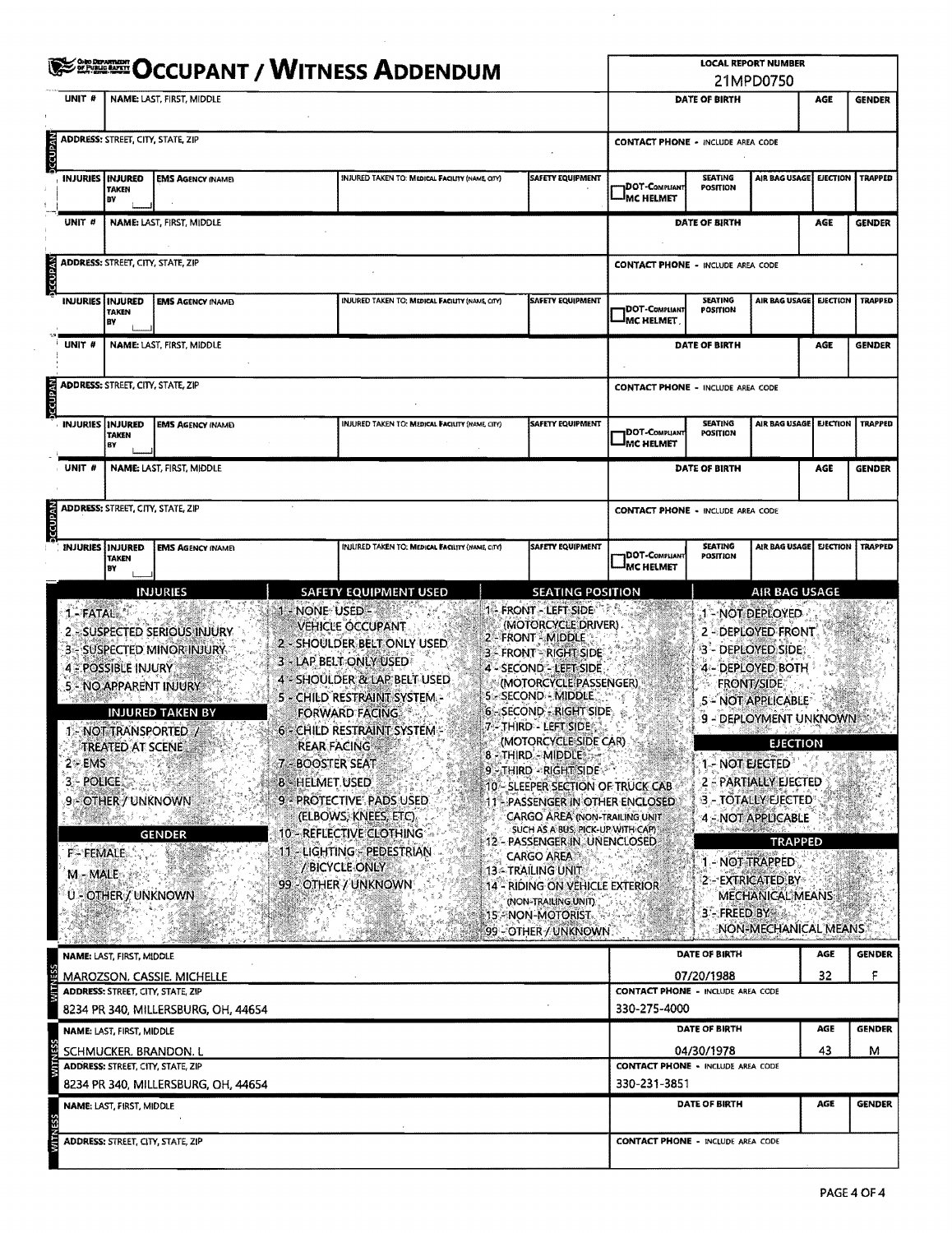# OCCUPANT / WITNESS ADDENDUM

**LOCAL REPORT NUMBER:** 21MPD0750

## OCCUPANT

| UNIT # | NAME: LAST, FIRST, MIDDLE | DATE OF BIRTH | AGE | GENDER |
|---|---|---|---|---|
| | | | | |

| ADDRESS: STREET, CITY, STATE, ZIP | CONTACT PHONE - INCLUDE AREA CODE |
|---|---|
| | |

| INJURIES | INJURED TAKEN BY | EMS AGENCY (NAME) | INJURED TAKEN TO: MEDICAL FACILITY (NAME, CITY) | SAFETY EQUIPMENT | DOT-COMPLIANT MC HELMET | SEATING POSITION | AIR BAG USAGE | EJECTION | TRAPPED |
|---|---|---|---|---|---|---|---|---|---|
| | | | | | | | | | |

## OCCUPANT

| UNIT # | NAME: LAST, FIRST, MIDDLE | DATE OF BIRTH | AGE | GENDER |
|---|---|---|---|---|
| | | | | |

| ADDRESS: STREET, CITY, STATE, ZIP | CONTACT PHONE - INCLUDE AREA CODE |
|---|---|
| | |

| INJURIES | INJURED TAKEN BY | EMS AGENCY (NAME) | INJURED TAKEN TO: MEDICAL FACILITY (NAME, CITY) | SAFETY EQUIPMENT | DOT-COMPLIANT MC HELMET | SEATING POSITION | AIR BAG USAGE | EJECTION | TRAPPED |
|---|---|---|---|---|---|---|---|---|---|
| | | | | | | | | | |

## OCCUPANT

| UNIT # | NAME: LAST, FIRST, MIDDLE | DATE OF BIRTH | AGE | GENDER |
|---|---|---|---|---|
| | | | | |

| ADDRESS: STREET, CITY, STATE, ZIP | CONTACT PHONE - INCLUDE AREA CODE |
|---|---|
| | |

| INJURIES | INJURED TAKEN BY | EMS AGENCY (NAME) | INJURED TAKEN TO: MEDICAL FACILITY (NAME, CITY) | SAFETY EQUIPMENT | DOT-COMPLIANT MC HELMET | SEATING POSITION | AIR BAG USAGE | EJECTION | TRAPPED |
|---|---|---|---|---|---|---|---|---|---|
| | | | | | | | | | |

## OCCUPANT

| UNIT # | NAME: LAST, FIRST, MIDDLE | DATE OF BIRTH | AGE | GENDER |
|---|---|---|---|---|
| | | | | |

| ADDRESS: STREET, CITY, STATE, ZIP | CONTACT PHONE - INCLUDE AREA CODE |
|---|---|
| | |

| INJURIES | INJURED TAKEN BY | EMS AGENCY (NAME) | INJURED TAKEN TO: MEDICAL FACILITY (NAME, CITY) | SAFETY EQUIPMENT | DOT-COMPLIANT MC HELMET | SEATING POSITION | AIR BAG USAGE | EJECTION | TRAPPED |
|---|---|---|---|---|---|---|---|---|---|
| | | | | | | | | | |

### INJURIES
1 - FATAL
2 - SUSPECTED SERIOUS INJURY
3 - SUSPECTED MINOR INJURY
4 - POSSIBLE INJURY
5 - NO APPARENT INJURY

### INJURED TAKEN BY
1 - NOT TRANSPORTED / TREATED AT SCENE
2 - EMS
3 - POLICE
9 - OTHER / UNKNOWN

### GENDER
F - FEMALE
M - MALE
U - OTHER / UNKNOWN

### SAFETY EQUIPMENT USED
1 - NONE USED - VEHICLE OCCUPANT
2 - SHOULDER BELT ONLY USED
3 - LAP BELT ONLY USED
4 - SHOULDER & LAP BELT USED
5 - CHILD RESTRAINT SYSTEM - FORWARD FACING
6 - CHILD RESTRAINT SYSTEM - REAR FACING
7 - BOOSTER SEAT
8 - HELMET USED
9 - PROTECTIVE PADS USED (ELBOWS, KNEES, ETC)
10 - REFLECTIVE CLOTHING
11 - LIGHTING - PEDESTRIAN / BICYCLE ONLY
99 - OTHER / UNKNOWN

### SEATING POSITION
1 - FRONT - LEFT SIDE (MOTORCYCLE DRIVER)
2 - FRONT - MIDDLE
3 - FRONT - RIGHT SIDE
4 - SECOND - LEFT SIDE (MOTORCYCLE PASSENGER)
5 - SECOND - MIDDLE
6 - SECOND - RIGHT SIDE
7 - THIRD - LEFT SIDE (MOTORCYCLE SIDE CAR)
8 - THIRD - MIDDLE
9 - THIRD - RIGHT SIDE
10 - SLEEPER SECTION OF TRUCK CAB
11 - PASSENGER IN OTHER ENCLOSED CARGO AREA (NON-TRAILING UNIT SUCH AS A BUS, PICK-UP WITH CAP)
12 - PASSENGER IN UNENCLOSED CARGO AREA
13 - TRAILING UNIT
14 - RIDING ON VEHICLE EXTERIOR (NON-TRAILING UNIT)
15 - NON-MOTORIST
99 - OTHER / UNKNOWN

### AIR BAG USAGE
1 - NOT DEPLOYED
2 - DEPLOYED FRONT
3 - DEPLOYED SIDE
4 - DEPLOYED BOTH FRONT/SIDE
5 - NOT APPLICABLE
9 - DEPLOYMENT UNKNOWN

### EJECTION
1 - NOT EJECTED
2 - PARTIALLY EJECTED
3 - TOTALLY EJECTED
4 - NOT APPLICABLE

### TRAPPED
1 - NOT TRAPPED
2 - EXTRICATED BY MECHANICAL MEANS
3 - FREED BY NON-MECHANICAL MEANS

## WITNESS

| NAME: LAST, FIRST, MIDDLE | DATE OF BIRTH | AGE | GENDER |
|---|---|---|---|
| MAROZSON, CASSIE, MICHELLE | 07/20/1988 | 32 | F |

| ADDRESS: STREET, CITY, STATE, ZIP | CONTACT PHONE - INCLUDE AREA CODE |
|---|---|
| 8234 PR 340, MILLERSBURG, OH, 44654 | 330-275-4000 |

## WITNESS

| NAME: LAST, FIRST, MIDDLE | DATE OF BIRTH | AGE | GENDER |
|---|---|---|---|
| SCHMUCKER, BRANDON, L | 04/30/1978 | 43 | M |

| ADDRESS: STREET, CITY, STATE, ZIP | CONTACT PHONE - INCLUDE AREA CODE |
|---|---|
| 8234 PR 340, MILLERSBURG, OH, 44654 | 330-231-3851 |

## WITNESS

| NAME: LAST, FIRST, MIDDLE | DATE OF BIRTH | AGE | GENDER |
|---|---|---|---|
| | | | |

| ADDRESS: STREET, CITY, STATE, ZIP | CONTACT PHONE - INCLUDE AREA CODE |
|---|---|
| | |